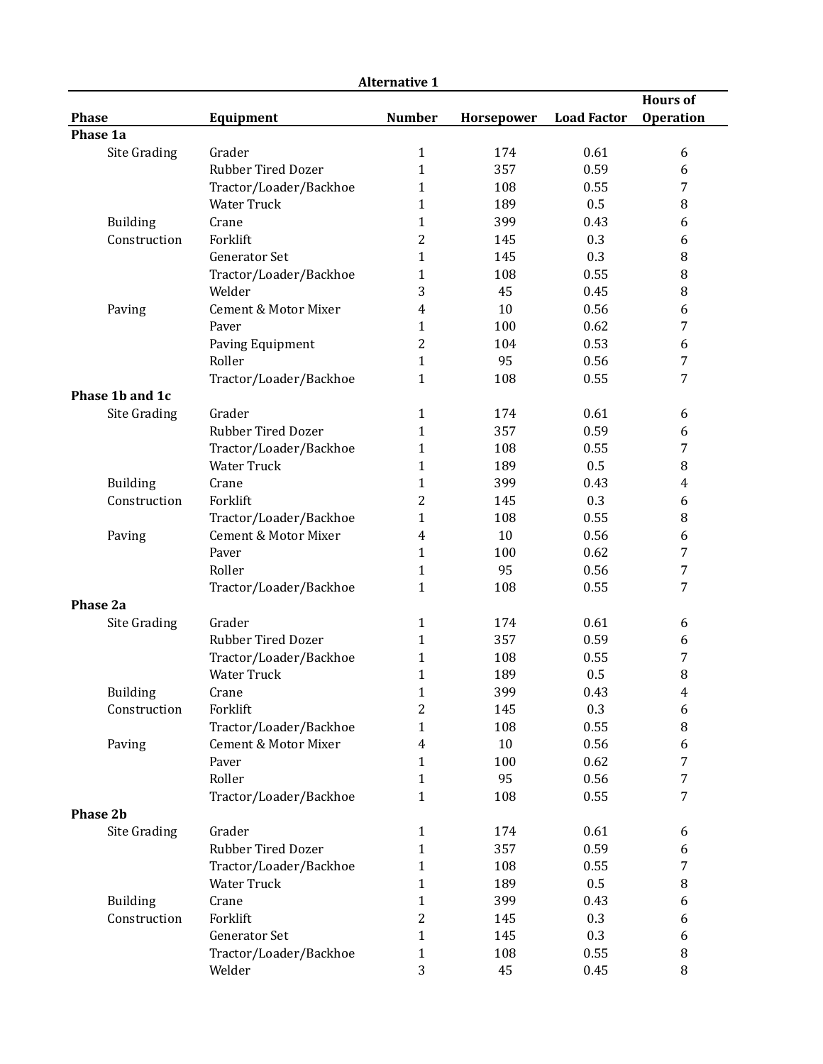**Alternative 1**

| Phase | | Equipment | Number | Horsepower | Load Factor | Hours of Operation |
|---|---|---|---|---|---|---|
| **Phase 1a** | | | | | | |
| | Site Grading | Grader | 1 | 174 | 0.61 | 6 |
| | | Rubber Tired Dozer | 1 | 357 | 0.59 | 6 |
| | | Tractor/Loader/Backhoe | 1 | 108 | 0.55 | 7 |
| | | Water Truck | 1 | 189 | 0.5 | 8 |
| | Building Construction | Crane | 1 | 399 | 0.43 | 6 |
| | | Forklift | 2 | 145 | 0.3 | 6 |
| | | Generator Set | 1 | 145 | 0.3 | 8 |
| | | Tractor/Loader/Backhoe | 1 | 108 | 0.55 | 8 |
| | | Welder | 3 | 45 | 0.45 | 8 |
| | Paving | Cement & Motor Mixer | 4 | 10 | 0.56 | 6 |
| | | Paver | 1 | 100 | 0.62 | 7 |
| | | Paving Equipment | 2 | 104 | 0.53 | 6 |
| | | Roller | 1 | 95 | 0.56 | 7 |
| | | Tractor/Loader/Backhoe | 1 | 108 | 0.55 | 7 |
| **Phase 1b and 1c** | | | | | | |
| | Site Grading | Grader | 1 | 174 | 0.61 | 6 |
| | | Rubber Tired Dozer | 1 | 357 | 0.59 | 6 |
| | | Tractor/Loader/Backhoe | 1 | 108 | 0.55 | 7 |
| | | Water Truck | 1 | 189 | 0.5 | 8 |
| | Building Construction | Crane | 1 | 399 | 0.43 | 4 |
| | | Forklift | 2 | 145 | 0.3 | 6 |
| | | Tractor/Loader/Backhoe | 1 | 108 | 0.55 | 8 |
| | Paving | Cement & Motor Mixer | 4 | 10 | 0.56 | 6 |
| | | Paver | 1 | 100 | 0.62 | 7 |
| | | Roller | 1 | 95 | 0.56 | 7 |
| | | Tractor/Loader/Backhoe | 1 | 108 | 0.55 | 7 |
| **Phase 2a** | | | | | | |
| | Site Grading | Grader | 1 | 174 | 0.61 | 6 |
| | | Rubber Tired Dozer | 1 | 357 | 0.59 | 6 |
| | | Tractor/Loader/Backhoe | 1 | 108 | 0.55 | 7 |
| | | Water Truck | 1 | 189 | 0.5 | 8 |
| | Building Construction | Crane | 1 | 399 | 0.43 | 4 |
| | | Forklift | 2 | 145 | 0.3 | 6 |
| | | Tractor/Loader/Backhoe | 1 | 108 | 0.55 | 8 |
| | Paving | Cement & Motor Mixer | 4 | 10 | 0.56 | 6 |
| | | Paver | 1 | 100 | 0.62 | 7 |
| | | Roller | 1 | 95 | 0.56 | 7 |
| | | Tractor/Loader/Backhoe | 1 | 108 | 0.55 | 7 |
| **Phase 2b** | | | | | | |
| | Site Grading | Grader | 1 | 174 | 0.61 | 6 |
| | | Rubber Tired Dozer | 1 | 357 | 0.59 | 6 |
| | | Tractor/Loader/Backhoe | 1 | 108 | 0.55 | 7 |
| | | Water Truck | 1 | 189 | 0.5 | 8 |
| | Building Construction | Crane | 1 | 399 | 0.43 | 6 |
| | | Forklift | 2 | 145 | 0.3 | 6 |
| | | Generator Set | 1 | 145 | 0.3 | 6 |
| | | Tractor/Loader/Backhoe | 1 | 108 | 0.55 | 8 |
| | | Welder | 3 | 45 | 0.45 | 8 |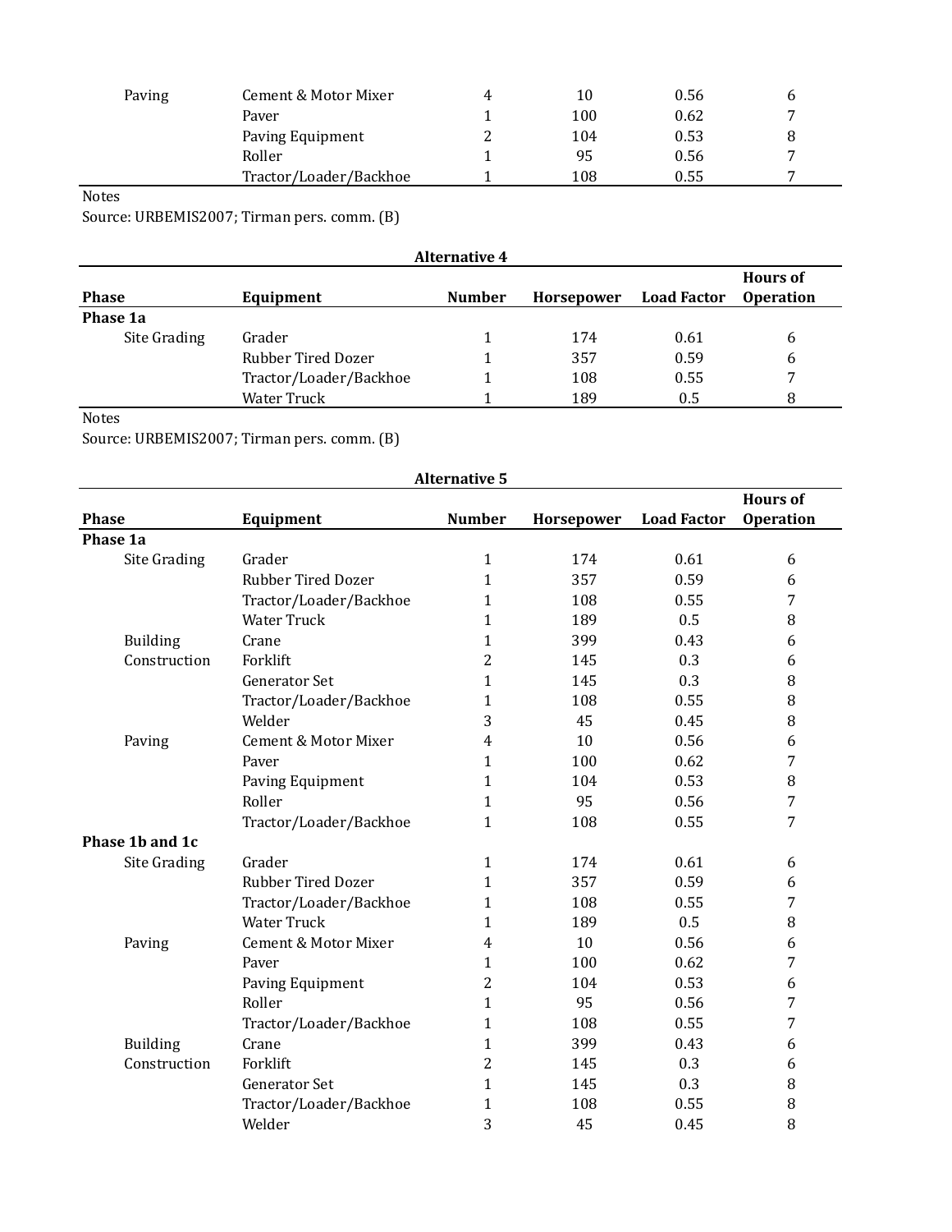| Phase | Equipment | Number | Horsepower | Load Factor | Hours of Operation |
| --- | --- | --- | --- | --- | --- |
| Paving | Cement & Motor Mixer | 4 | 10 | 0.56 | 6 |
| | Paver | 1 | 100 | 0.62 | 7 |
| | Paving Equipment | 2 | 104 | 0.53 | 8 |
| | Roller | 1 | 95 | 0.56 | 7 |
| | Tractor/Loader/Backhoe | 1 | 108 | 0.55 | 7 |

Notes

Source: URBEMIS2007; Tirman pers. comm. (B)

**Alternative 4**

| Phase | Equipment | Number | Horsepower | Load Factor | Hours of Operation |
| --- | --- | --- | --- | --- | --- |
| **Phase 1a** | | | | | |
| Site Grading | Grader | 1 | 174 | 0.61 | 6 |
| | Rubber Tired Dozer | 1 | 357 | 0.59 | 6 |
| | Tractor/Loader/Backhoe | 1 | 108 | 0.55 | 7 |
| | Water Truck | 1 | 189 | 0.5 | 8 |

Notes

Source: URBEMIS2007; Tirman pers. comm. (B)

**Alternative 5**

| Phase | Equipment | Number | Horsepower | Load Factor | Hours of Operation |
| --- | --- | --- | --- | --- | --- |
| **Phase 1a** | | | | | |
| Site Grading | Grader | 1 | 174 | 0.61 | 6 |
| | Rubber Tired Dozer | 1 | 357 | 0.59 | 6 |
| | Tractor/Loader/Backhoe | 1 | 108 | 0.55 | 7 |
| | Water Truck | 1 | 189 | 0.5 | 8 |
| Building Construction | Crane | 1 | 399 | 0.43 | 6 |
| | Forklift | 2 | 145 | 0.3 | 6 |
| | Generator Set | 1 | 145 | 0.3 | 8 |
| | Tractor/Loader/Backhoe | 1 | 108 | 0.55 | 8 |
| | Welder | 3 | 45 | 0.45 | 8 |
| Paving | Cement & Motor Mixer | 4 | 10 | 0.56 | 6 |
| | Paver | 1 | 100 | 0.62 | 7 |
| | Paving Equipment | 1 | 104 | 0.53 | 8 |
| | Roller | 1 | 95 | 0.56 | 7 |
| | Tractor/Loader/Backhoe | 1 | 108 | 0.55 | 7 |
| **Phase 1b and 1c** | | | | | |
| Site Grading | Grader | 1 | 174 | 0.61 | 6 |
| | Rubber Tired Dozer | 1 | 357 | 0.59 | 6 |
| | Tractor/Loader/Backhoe | 1 | 108 | 0.55 | 7 |
| | Water Truck | 1 | 189 | 0.5 | 8 |
| Paving | Cement & Motor Mixer | 4 | 10 | 0.56 | 6 |
| | Paver | 1 | 100 | 0.62 | 7 |
| | Paving Equipment | 2 | 104 | 0.53 | 6 |
| | Roller | 1 | 95 | 0.56 | 7 |
| | Tractor/Loader/Backhoe | 1 | 108 | 0.55 | 7 |
| Building Construction | Crane | 1 | 399 | 0.43 | 6 |
| | Forklift | 2 | 145 | 0.3 | 6 |
| | Generator Set | 1 | 145 | 0.3 | 8 |
| | Tractor/Loader/Backhoe | 1 | 108 | 0.55 | 8 |
| | Welder | 3 | 45 | 0.45 | 8 |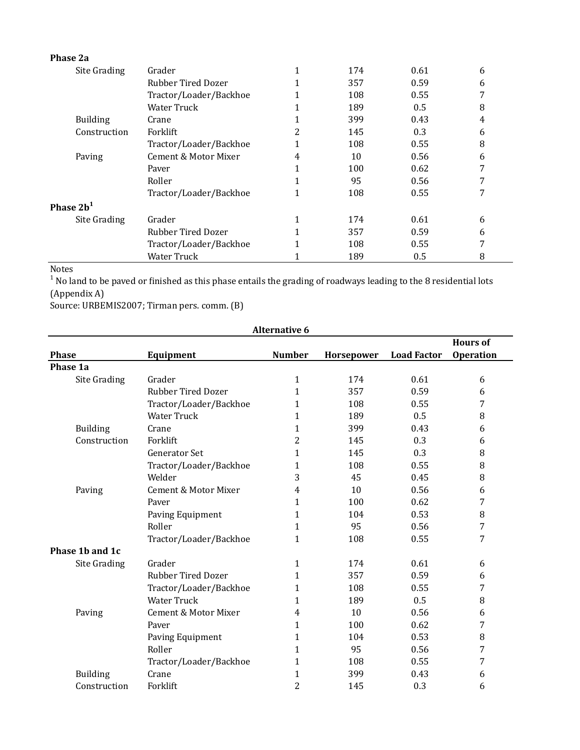| | | | | | |
|---|---|---|---|---|---|
| **Phase 2a** | | | | | |
| Site Grading | Grader | 1 | 174 | 0.61 | 6 |
| | Rubber Tired Dozer | 1 | 357 | 0.59 | 6 |
| | Tractor/Loader/Backhoe | 1 | 108 | 0.55 | 7 |
| | Water Truck | 1 | 189 | 0.5 | 8 |
| Building Construction | Crane | 1 | 399 | 0.43 | 4 |
| | Forklift | 2 | 145 | 0.3 | 6 |
| | Tractor/Loader/Backhoe | 1 | 108 | 0.55 | 8 |
| Paving | Cement & Motor Mixer | 4 | 10 | 0.56 | 6 |
| | Paver | 1 | 100 | 0.62 | 7 |
| | Roller | 1 | 95 | 0.56 | 7 |
| | Tractor/Loader/Backhoe | 1 | 108 | 0.55 | 7 |
| **Phase 2b[1]** | | | | | |
| Site Grading | Grader | 1 | 174 | 0.61 | 6 |
| | Rubber Tired Dozer | 1 | 357 | 0.59 | 6 |
| | Tractor/Loader/Backhoe | 1 | 108 | 0.55 | 7 |
| | Water Truck | 1 | 189 | 0.5 | 8 |

Notes

[1] No land to be paved or finished as this phase entails the grading of roadways leading to the 8 residential lots (Appendix A)

Source: URBEMIS2007; Tirman pers. comm. (B)

**Alternative 6**

| Phase | Equipment | Number | Horsepower | Load Factor | Hours of Operation |
|---|---|---|---|---|---|
| **Phase 1a** | | | | | |
| Site Grading | Grader | 1 | 174 | 0.61 | 6 |
| | Rubber Tired Dozer | 1 | 357 | 0.59 | 6 |
| | Tractor/Loader/Backhoe | 1 | 108 | 0.55 | 7 |
| | Water Truck | 1 | 189 | 0.5 | 8 |
| Building Construction | Crane | 1 | 399 | 0.43 | 6 |
| | Forklift | 2 | 145 | 0.3 | 6 |
| | Generator Set | 1 | 145 | 0.3 | 8 |
| | Tractor/Loader/Backhoe | 1 | 108 | 0.55 | 8 |
| | Welder | 3 | 45 | 0.45 | 8 |
| Paving | Cement & Motor Mixer | 4 | 10 | 0.56 | 6 |
| | Paver | 1 | 100 | 0.62 | 7 |
| | Paving Equipment | 1 | 104 | 0.53 | 8 |
| | Roller | 1 | 95 | 0.56 | 7 |
| | Tractor/Loader/Backhoe | 1 | 108 | 0.55 | 7 |
| **Phase 1b and 1c** | | | | | |
| Site Grading | Grader | 1 | 174 | 0.61 | 6 |
| | Rubber Tired Dozer | 1 | 357 | 0.59 | 6 |
| | Tractor/Loader/Backhoe | 1 | 108 | 0.55 | 7 |
| | Water Truck | 1 | 189 | 0.5 | 8 |
| Paving | Cement & Motor Mixer | 4 | 10 | 0.56 | 6 |
| | Paver | 1 | 100 | 0.62 | 7 |
| | Paving Equipment | 1 | 104 | 0.53 | 8 |
| | Roller | 1 | 95 | 0.56 | 7 |
| | Tractor/Loader/Backhoe | 1 | 108 | 0.55 | 7 |
| Building Construction | Crane | 1 | 399 | 0.43 | 6 |
| | Forklift | 2 | 145 | 0.3 | 6 |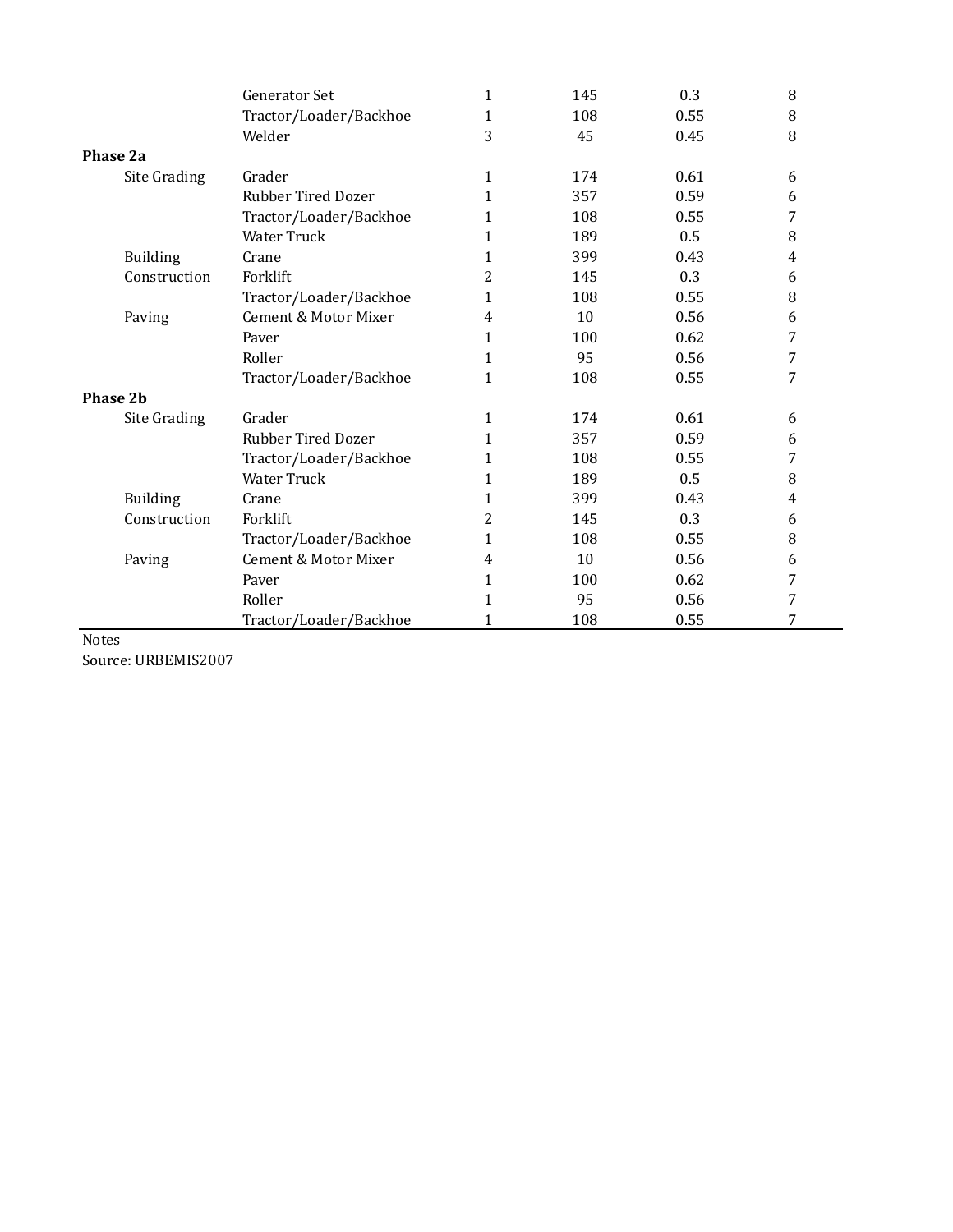| | | | | | | |
|---|---|---|---|---|---|---|
| | | Generator Set | 1 | 145 | 0.3 | 8 |
| | | Tractor/Loader/Backhoe | 1 | 108 | 0.55 | 8 |
| | | Welder | 3 | 45 | 0.45 | 8 |
| **Phase 2a** | | | | | | |
| | Site Grading | Grader | 1 | 174 | 0.61 | 6 |
| | | Rubber Tired Dozer | 1 | 357 | 0.59 | 6 |
| | | Tractor/Loader/Backhoe | 1 | 108 | 0.55 | 7 |
| | | Water Truck | 1 | 189 | 0.5 | 8 |
| | Building Construction | Crane | 1 | 399 | 0.43 | 4 |
| | | Forklift | 2 | 145 | 0.3 | 6 |
| | | Tractor/Loader/Backhoe | 1 | 108 | 0.55 | 8 |
| | Paving | Cement & Motor Mixer | 4 | 10 | 0.56 | 6 |
| | | Paver | 1 | 100 | 0.62 | 7 |
| | | Roller | 1 | 95 | 0.56 | 7 |
| | | Tractor/Loader/Backhoe | 1 | 108 | 0.55 | 7 |
| **Phase 2b** | | | | | | |
| | Site Grading | Grader | 1 | 174 | 0.61 | 6 |
| | | Rubber Tired Dozer | 1 | 357 | 0.59 | 6 |
| | | Tractor/Loader/Backhoe | 1 | 108 | 0.55 | 7 |
| | | Water Truck | 1 | 189 | 0.5 | 8 |
| | Building Construction | Crane | 1 | 399 | 0.43 | 4 |
| | | Forklift | 2 | 145 | 0.3 | 6 |
| | | Tractor/Loader/Backhoe | 1 | 108 | 0.55 | 8 |
| | Paving | Cement & Motor Mixer | 4 | 10 | 0.56 | 6 |
| | | Paver | 1 | 100 | 0.62 | 7 |
| | | Roller | 1 | 95 | 0.56 | 7 |
| | | Tractor/Loader/Backhoe | 1 | 108 | 0.55 | 7 |

Notes

Source: URBEMIS2007